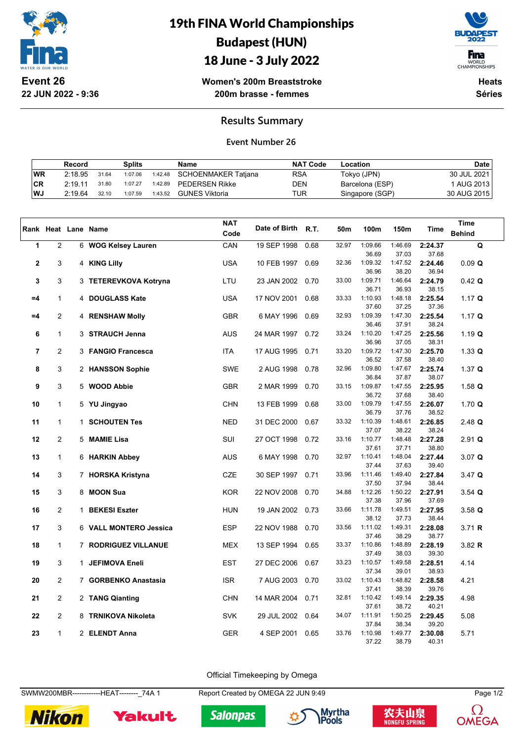# 19th FINA World Championships
# Budapest (HUN)
# 18 June - 3 July 2022

**Event 26**
**22 JUN 2022 - 9:36**

**Women's 200m Breaststroke**
**200m brasse - femmes**

**Heats**
**Séries**

## Results Summary

### Event Number 26

| | Record | Splits | | | Name | NAT Code | Location | Date |
|---|---|---|---|---|---|---|---|---|
| WR | 2:18.95 | 31.64 | 1:07.06 | 1:42.48 | SCHOENMAKER Tatjana | RSA | Tokyo (JPN) | 30 JUL 2021 |
| CR | 2:19.11 | 31.80 | 1:07.27 | 1:42.89 | PEDERSEN Rikke | DEN | Barcelona (ESP) | 1 AUG 2013 |
| WJ | 2:19.64 | 32.10 | 1:07.59 | 1:43.52 | GUNES Viktoria | TUR | Singapore (SGP) | 30 AUG 2015 |

| Rank | Heat | Lane | Name | NAT Code | Date of Birth | R.T. | 50m | 100m | 150m | Time | Time Behind |
|---|---|---|---|---|---|---|---|---|---|---|---|
| 1 | 2 | 6 | **WOG Kelsey Lauren** | CAN | 19 SEP 1998 | 0.68 | 32.97 | 1:09.66 | 1:46.69 | **2:24.37** | **Q** |
| | | | | | | | | 36.69 | 37.03 | 37.68 | |
| 2 | 3 | 4 | **KING Lilly** | USA | 10 FEB 1997 | 0.69 | 32.36 | 1:09.32 | 1:47.52 | **2:24.46** | 0.09 **Q** |
| | | | | | | | | 36.96 | 38.20 | 36.94 | |
| 3 | 3 | 3 | **TETEREVKOVA Kotryna** | LTU | 23 JAN 2002 | 0.70 | 33.00 | 1:09.71 | 1:46.64 | **2:24.79** | 0.42 **Q** |
| | | | | | | | | 36.71 | 36.93 | 38.15 | |
| =4 | 1 | 4 | **DOUGLASS Kate** | USA | 17 NOV 2001 | 0.68 | 33.33 | 1:10.93 | 1:48.18 | **2:25.54** | 1.17 **Q** |
| | | | | | | | | 37.60 | 37.25 | 37.36 | |
| =4 | 2 | 4 | **RENSHAW Molly** | GBR | 6 MAY 1996 | 0.69 | 32.93 | 1:09.39 | 1:47.30 | **2:25.54** | 1.17 **Q** |
| | | | | | | | | 36.46 | 37.91 | 38.24 | |
| 6 | 1 | 3 | **STRAUCH Jenna** | AUS | 24 MAR 1997 | 0.72 | 33.24 | 1:10.20 | 1:47.25 | **2:25.56** | 1.19 **Q** |
| | | | | | | | | 36.96 | 37.05 | 38.31 | |
| 7 | 2 | 3 | **FANGIO Francesca** | ITA | 17 AUG 1995 | 0.71 | 33.20 | 1:09.72 | 1:47.30 | **2:25.70** | 1.33 **Q** |
| | | | | | | | | 36.52 | 37.58 | 38.40 | |
| 8 | 3 | 2 | **HANSSON Sophie** | SWE | 2 AUG 1998 | 0.78 | 32.96 | 1:09.80 | 1:47.67 | **2:25.74** | 1.37 **Q** |
| | | | | | | | | 36.84 | 37.87 | 38.07 | |
| 9 | 3 | 5 | **WOOD Abbie** | GBR | 2 MAR 1999 | 0.70 | 33.15 | 1:09.87 | 1:47.55 | **2:25.95** | 1.58 **Q** |
| | | | | | | | | 36.72 | 37.68 | 38.40 | |
| 10 | 1 | 5 | **YU Jingyao** | CHN | 13 FEB 1999 | 0.68 | 33.00 | 1:09.79 | 1:47.55 | **2:26.07** | 1.70 **Q** |
| | | | | | | | | 36.79 | 37.76 | 38.52 | |
| 11 | 1 | 1 | **SCHOUTEN Tes** | NED | 31 DEC 2000 | 0.67 | 33.32 | 1:10.39 | 1:48.61 | **2:26.85** | 2.48 **Q** |
| | | | | | | | | 37.07 | 38.22 | 38.24 | |
| 12 | 2 | 5 | **MAMIE Lisa** | SUI | 27 OCT 1998 | 0.72 | 33.16 | 1:10.77 | 1:48.48 | **2:27.28** | 2.91 **Q** |
| | | | | | | | | 37.61 | 37.71 | 38.80 | |
| 13 | 1 | 6 | **HARKIN Abbey** | AUS | 6 MAY 1998 | 0.70 | 32.97 | 1:10.41 | 1:48.04 | **2:27.44** | 3.07 **Q** |
| | | | | | | | | 37.44 | 37.63 | 39.40 | |
| 14 | 3 | 7 | **HORSKA Kristyna** | CZE | 30 SEP 1997 | 0.71 | 33.96 | 1:11.46 | 1:49.40 | **2:27.84** | 3.47 **Q** |
| | | | | | | | | 37.50 | 37.94 | 38.44 | |
| 15 | 3 | 8 | **MOON Sua** | KOR | 22 NOV 2008 | 0.70 | 34.88 | 1:12.26 | 1:50.22 | **2:27.91** | 3.54 **Q** |
| | | | | | | | | 37.38 | 37.96 | 37.69 | |
| 16 | 2 | 1 | **BEKESI Eszter** | HUN | 19 JAN 2002 | 0.73 | 33.66 | 1:11.78 | 1:49.51 | **2:27.95** | 3.58 **Q** |
| | | | | | | | | 38.12 | 37.73 | 38.44 | |
| 17 | 3 | 6 | **VALL MONTERO Jessica** | ESP | 22 NOV 1988 | 0.70 | 33.56 | 1:11.02 | 1:49.31 | **2:28.08** | 3.71 **R** |
| | | | | | | | | 37.46 | 38.29 | 38.77 | |
| 18 | 1 | 7 | **RODRIGUEZ VILLANUE** | MEX | 13 SEP 1994 | 0.65 | 33.37 | 1:10.86 | 1:48.89 | **2:28.19** | 3.82 **R** |
| | | | | | | | | 37.49 | 38.03 | 39.30 | |
| 19 | 3 | 1 | **JEFIMOVA Eneli** | EST | 27 DEC 2006 | 0.67 | 33.23 | 1:10.57 | 1:49.58 | **2:28.51** | 4.14 |
| | | | | | | | | 37.34 | 39.01 | 38.93 | |
| 20 | 2 | 7 | **GORBENKO Anastasia** | ISR | 7 AUG 2003 | 0.70 | 33.02 | 1:10.43 | 1:48.82 | **2:28.58** | 4.21 |
| | | | | | | | | 37.41 | 38.39 | 39.76 | |
| 21 | 2 | 2 | **TANG Qianting** | CHN | 14 MAR 2004 | 0.71 | 32.81 | 1:10.42 | 1:49.14 | **2:29.35** | 4.98 |
| | | | | | | | | 37.61 | 38.72 | 40.21 | |
| 22 | 2 | 8 | **TRNIKOVA Nikoleta** | SVK | 29 JUL 2002 | 0.64 | 34.07 | 1:11.91 | 1:50.25 | **2:29.45** | 5.08 |
| | | | | | | | | 37.84 | 38.34 | 39.20 | |
| 23 | 1 | 2 | **ELENDT Anna** | GER | 4 SEP 2001 | 0.65 | 33.76 | 1:10.98 | 1:49.77 | **2:30.08** | 5.71 |
| | | | | | | | | 37.22 | 38.79 | 40.31 | |

Official Timekeeping by Omega

SWMW200MBR------------HEAT--------_74A 1 Report Created by OMEGA 22 JUN 9:49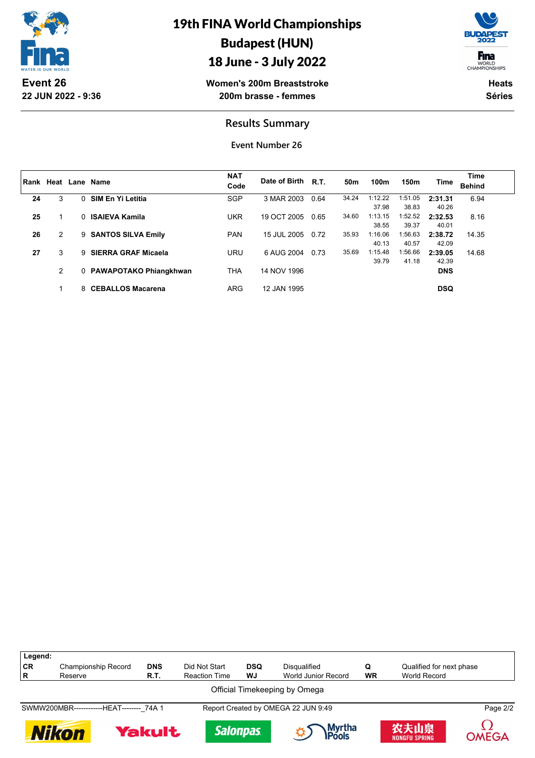# 19th FINA World Championships
## Budapest (HUN)
## 18 June - 3 July 2022

**Event 26**
**22 JUN 2022 - 9:36**

**Women's 200m Breaststroke**
**200m brasse - femmes**

**Heats**
**Séries**

### Results Summary

**Event Number 26**

| Rank | Heat | Lane | Name | NAT Code | Date of Birth | R.T. | 50m | 100m | 150m | Time | Time Behind |
|---|---|---|---|---|---|---|---|---|---|---|---|
| **24** | 3 | 0 | **SIM En Yi Letitia** | SGP | 3 MAR 2003 | 0.64 | 34.24 | 1:12.22 / 37.98 | 1:51.05 / 38.83 | **2:31.31** / 40.26 | 6.94 |
| **25** | 1 | 0 | **ISAIEVA Kamila** | UKR | 19 OCT 2005 | 0.65 | 34.60 | 1:13.15 / 38.55 | 1:52.52 / 39.37 | **2:32.53** / 40.01 | 8.16 |
| **26** | 2 | 9 | **SANTOS SILVA Emily** | PAN | 15 JUL 2005 | 0.72 | 35.93 | 1:16.06 / 40.13 | 1:56.63 / 40.57 | **2:38.72** / 42.09 | 14.35 |
| **27** | 3 | 9 | **SIERRA GRAF Micaela** | URU | 6 AUG 2004 | 0.73 | 35.69 | 1:15.48 / 39.79 | 1:56.66 / 41.18 | **2:39.05** / 42.39 | 14.68 |
| | 2 | 0 | **PAWAPOTAKO Phiangkhwan** | THA | 14 NOV 1996 | | | | | **DNS** | |
| | 1 | 8 | **CEBALLOS Macarena** | ARG | 12 JAN 1995 | | | | | **DSQ** | |

**Legend:**

| | | | | | | | |
|---|---|---|---|---|---|---|---|
| **CR** | Championship Record | **DNS** | Did Not Start | **DSQ** | Disqualified | **Q** | Qualified for next phase |
| **R** | Reserve | **R.T.** | Reaction Time | **WJ** | World Junior Record | **WR** | World Record |

Official Timekeeping by Omega

SWMW200MBR------------HEAT--------_74A 1 — Report Created by OMEGA 22 JUN 9:49